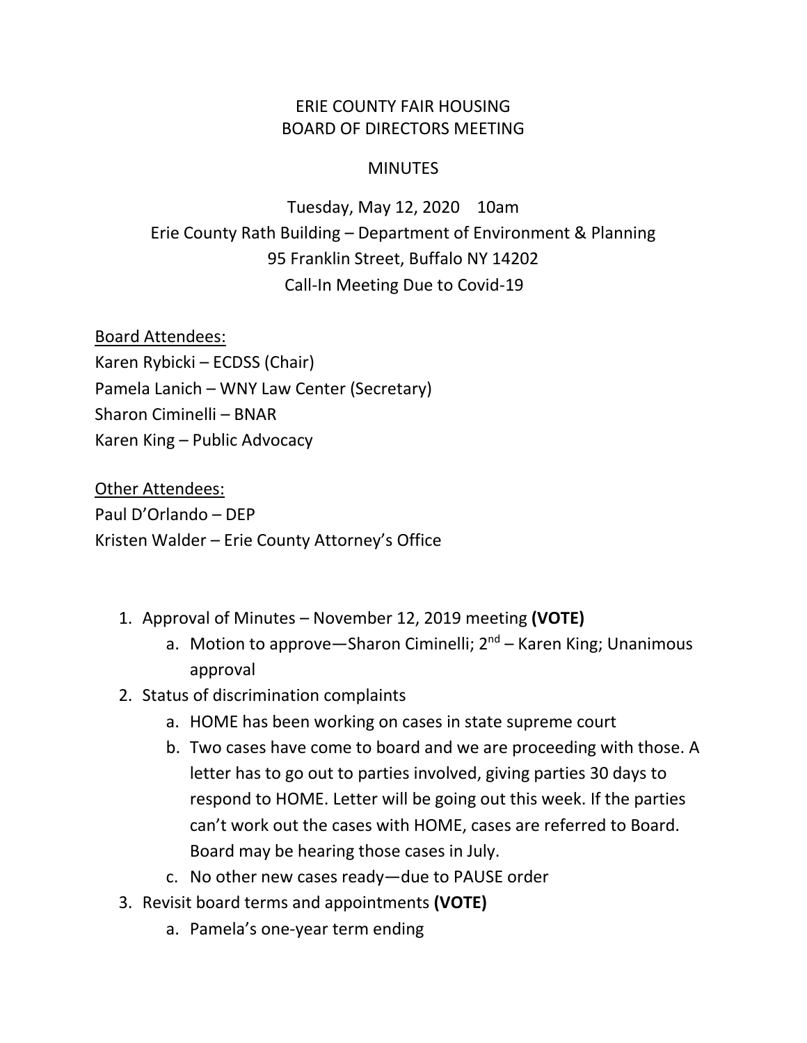# ERIE COUNTY FAIR HOUSING
# BOARD OF DIRECTORS MEETING

## MINUTES

Tuesday, May 12, 2020 10am
Erie County Rath Building – Department of Environment & Planning
95 Franklin Street, Buffalo NY 14202
Call-In Meeting Due to Covid-19

Board Attendees:
Karen Rybicki – ECDSS (Chair)
Pamela Lanich – WNY Law Center (Secretary)
Sharon Ciminelli – BNAR
Karen King – Public Advocacy

Other Attendees:
Paul D'Orlando – DEP
Kristen Walder – Erie County Attorney's Office

1. Approval of Minutes – November 12, 2019 meeting **(VOTE)**
   a. Motion to approve—Sharon Ciminelli; 2nd – Karen King; Unanimous approval
2. Status of discrimination complaints
   a. HOME has been working on cases in state supreme court
   b. Two cases have come to board and we are proceeding with those. A letter has to go out to parties involved, giving parties 30 days to respond to HOME. Letter will be going out this week. If the parties can't work out the cases with HOME, cases are referred to Board. Board may be hearing those cases in July.
   c. No other new cases ready—due to PAUSE order
3. Revisit board terms and appointments **(VOTE)**
   a. Pamela's one-year term ending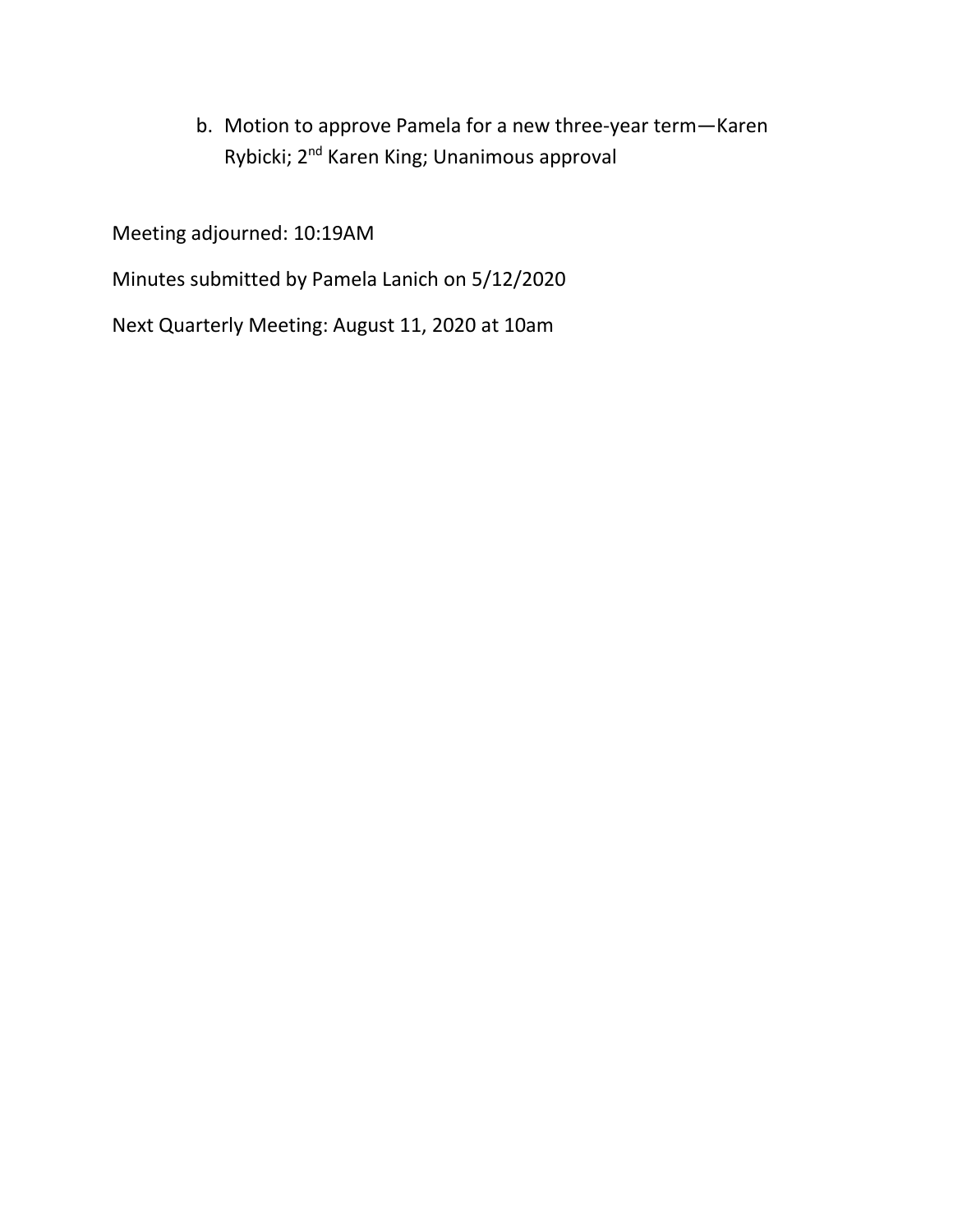b. Motion to approve Pamela for a new three-year term—Karen Rybicki; 2nd Karen King; Unanimous approval

Meeting adjourned: 10:19AM

Minutes submitted by Pamela Lanich on 5/12/2020

Next Quarterly Meeting: August 11, 2020 at 10am